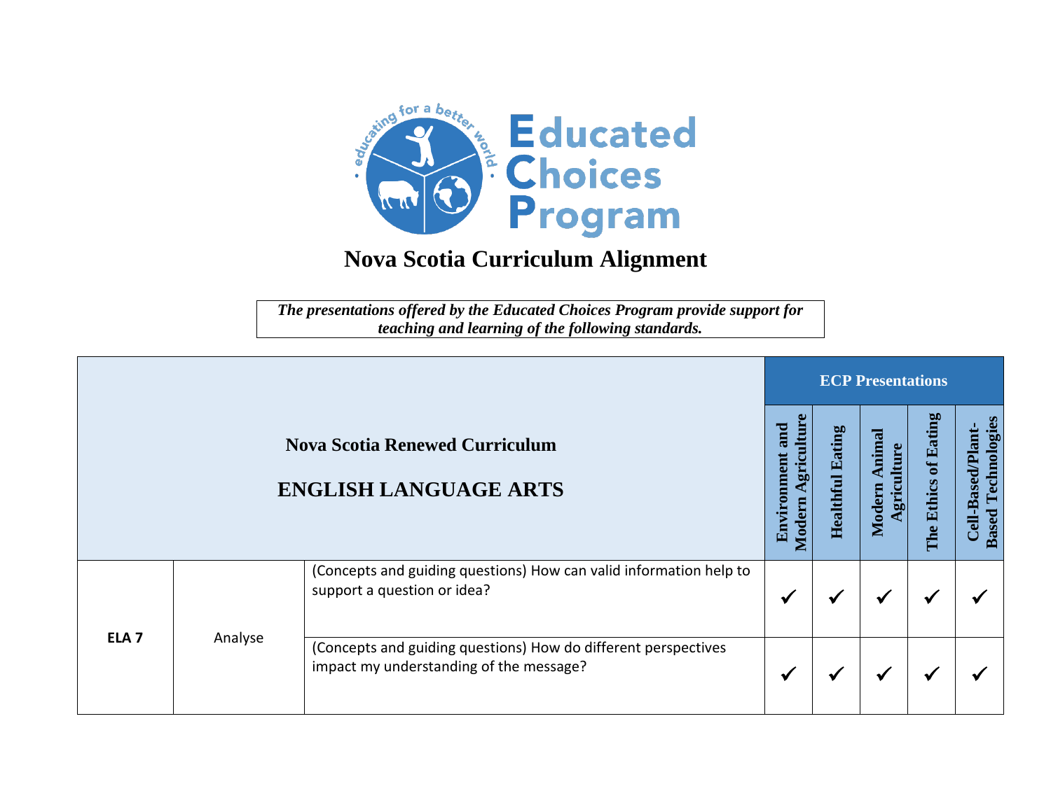# Educated Choices Program

## Nova Scotia Curriculum Alignment

***The presentations offered by the Educated Choices Program provide support for teaching and learning of the following standards.***

| Nova Scotia Renewed Curriculum<br><br>ENGLISH LANGUAGE ARTS | | | ECP Presentations | | | | |
|---|---|---|---|---|---|---|---|
| | | | Environment and Modern Agriculture | Healthful Eating | Modern Animal Agriculture | The Ethics of Eating | Cell-Based/Plant-Based Technologies |
| **ELA 7** | Analyse | (Concepts and guiding questions) How can valid information help to support a question or idea? | ✓ | ✓ | ✓ | ✓ | ✓ |
| | | (Concepts and guiding questions) How do different perspectives impact my understanding of the message? | ✓ | ✓ | ✓ | ✓ | ✓ |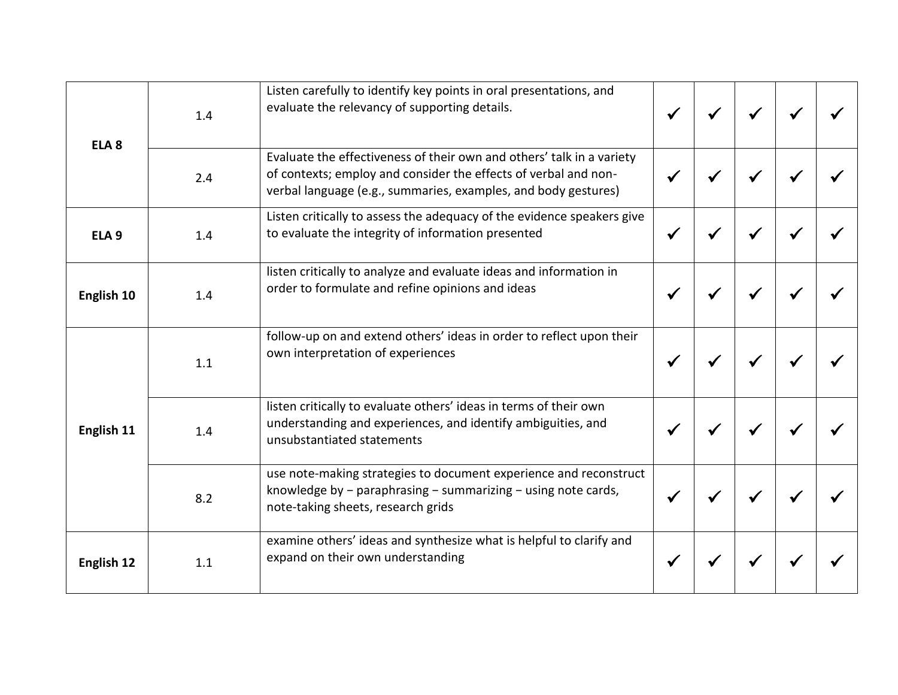| | | | | | | | |
|---|---|---|---|---|---|---|---|
| **ELA 8** | 1.4 | Listen carefully to identify key points in oral presentations, and evaluate the relevancy of supporting details. | ✓ | ✓ | ✓ | ✓ | ✓ |
| | 2.4 | Evaluate the effectiveness of their own and others' talk in a variety of contexts; employ and consider the effects of verbal and non-verbal language (e.g., summaries, examples, and body gestures) | ✓ | ✓ | ✓ | ✓ | ✓ |
| **ELA 9** | 1.4 | Listen critically to assess the adequacy of the evidence speakers give to evaluate the integrity of information presented | ✓ | ✓ | ✓ | ✓ | ✓ |
| **English 10** | 1.4 | listen critically to analyze and evaluate ideas and information in order to formulate and refine opinions and ideas | ✓ | ✓ | ✓ | ✓ | ✓ |
| **English 11** | 1.1 | follow-up on and extend others' ideas in order to reflect upon their own interpretation of experiences | ✓ | ✓ | ✓ | ✓ | ✓ |
| | 1.4 | listen critically to evaluate others' ideas in terms of their own understanding and experiences, and identify ambiguities, and unsubstantiated statements | ✓ | ✓ | ✓ | ✓ | ✓ |
| | 8.2 | use note-making strategies to document experience and reconstruct knowledge by – paraphrasing – summarizing – using note cards, note-taking sheets, research grids | ✓ | ✓ | ✓ | ✓ | ✓ |
| **English 12** | 1.1 | examine others' ideas and synthesize what is helpful to clarify and expand on their own understanding | ✓ | ✓ | ✓ | ✓ | ✓ |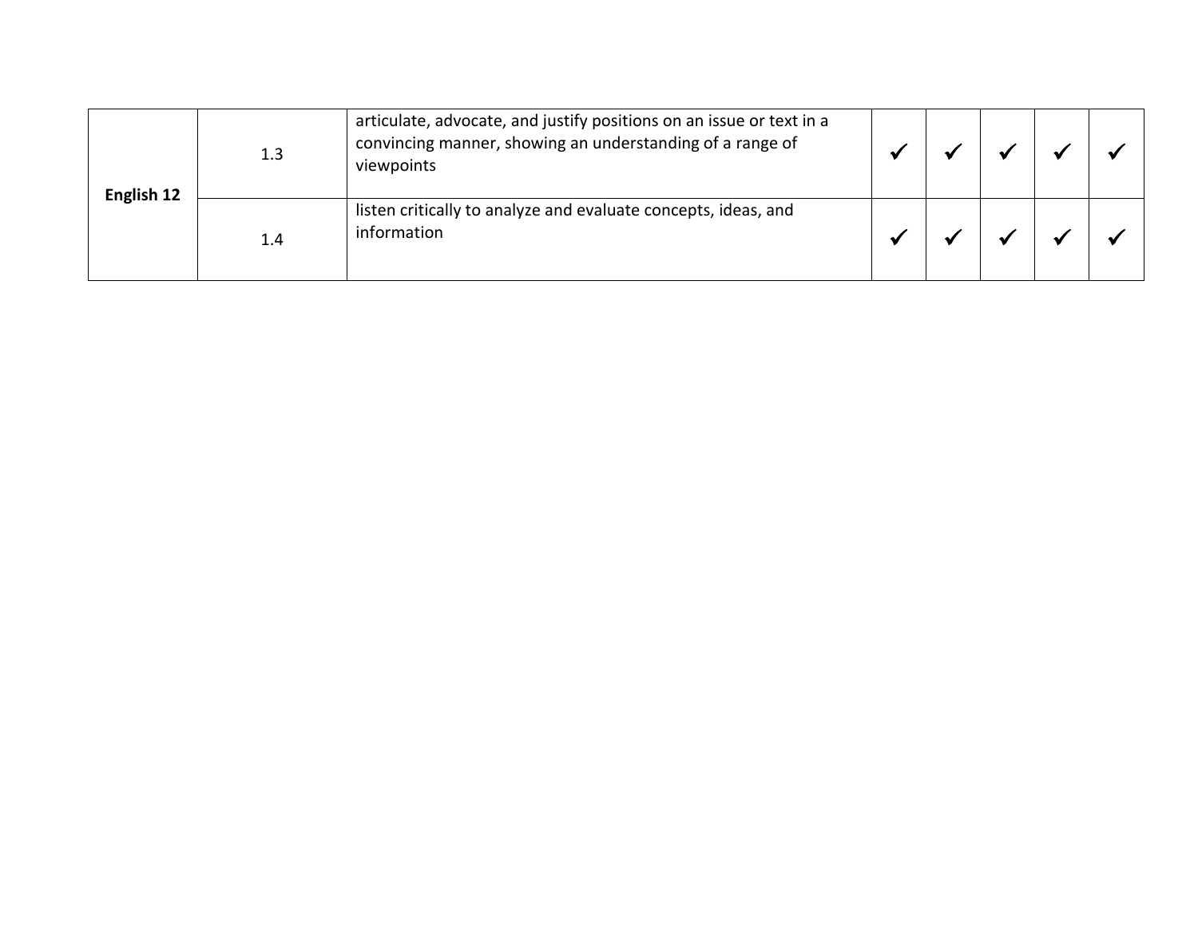| | | | | | | | |
|---|---|---|---|---|---|---|---|
| **English 12** | 1.3 | articulate, advocate, and justify positions on an issue or text in a convincing manner, showing an understanding of a range of viewpoints | ✓ | ✓ | ✓ | ✓ | ✓ |
| | 1.4 | listen critically to analyze and evaluate concepts, ideas, and information | ✓ | ✓ | ✓ | ✓ | ✓ |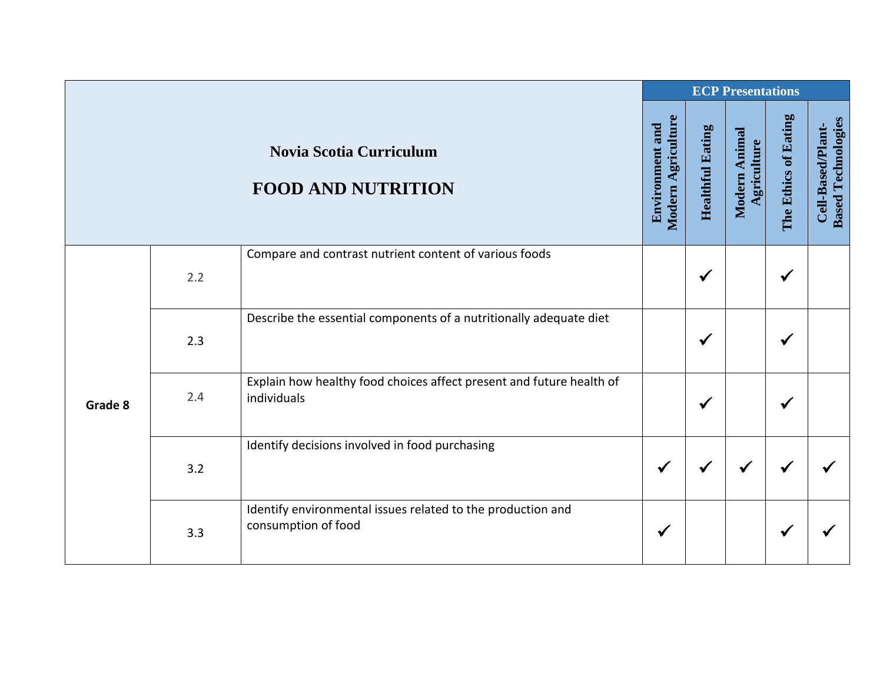| Novia Scotia Curriculum<br><br>FOOD AND NUTRITION | | | ECP Presentations | | | | |
|---|---|---|---|---|---|---|---|
| | | | Environment and Modern Agriculture | Healthful Eating | Modern Animal Agriculture | The Ethics of Eating | Cell-Based/Plant-Based Technologies |
| Grade 8 | 2.2 | Compare and contrast nutrient content of various foods | | ✓ | | ✓ | |
| | 2.3 | Describe the essential components of a nutritionally adequate diet | | ✓ | | ✓ | |
| | 2.4 | Explain how healthy food choices affect present and future health of individuals | | ✓ | | ✓ | |
| | 3.2 | Identify decisions involved in food purchasing | ✓ | ✓ | ✓ | ✓ | ✓ |
| | 3.3 | Identify environmental issues related to the production and consumption of food | ✓ | | | ✓ | ✓ |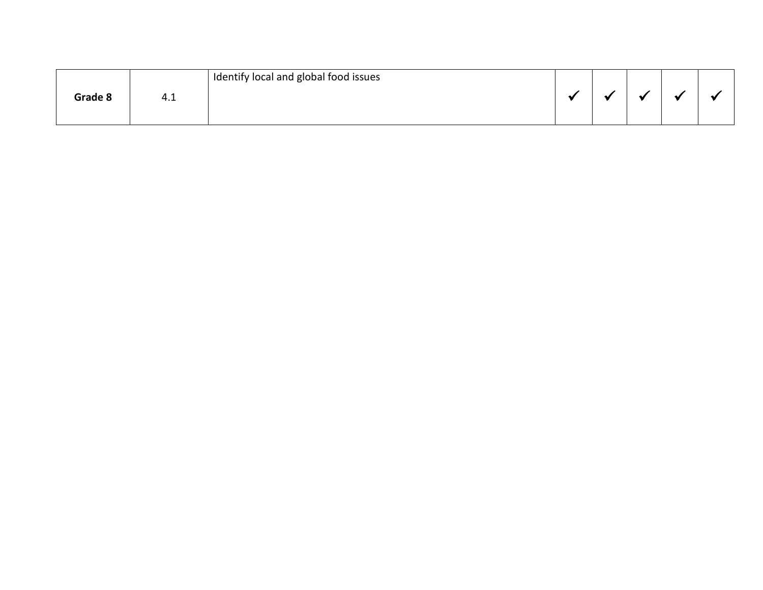| | | | | | | | |
|---|---|---|---|---|---|---|---|
| **Grade 8** | 4.1 | Identify local and global food issues | ✓ | ✓ | ✓ | ✓ | ✓ |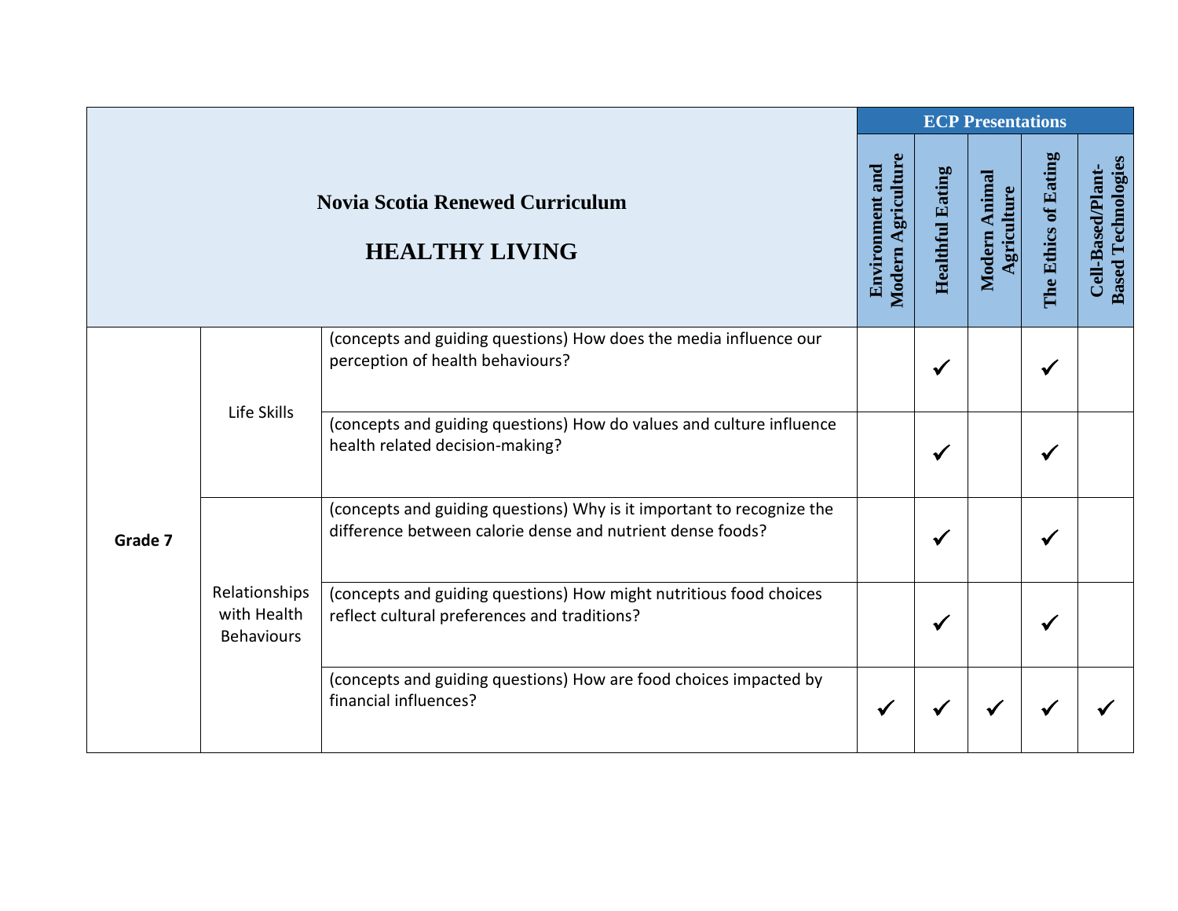| Novia Scotia Renewed Curriculum<br><br>HEALTHY LIVING | | | ECP Presentations | | | | |
|---|---|---|---|---|---|---|---|
| | | | Environment and Modern Agriculture | Healthful Eating | Modern Animal Agriculture | The Ethics of Eating | Cell-Based/Plant-Based Technologies |
| **Grade 7** | Life Skills | (concepts and guiding questions) How does the media influence our perception of health behaviours? | | ✓ | | ✓ | |
| | | (concepts and guiding questions) How do values and culture influence health related decision-making? | | ✓ | | ✓ | |
| | Relationships with Health Behaviours | (concepts and guiding questions) Why is it important to recognize the difference between calorie dense and nutrient dense foods? | | ✓ | | ✓ | |
| | | (concepts and guiding questions) How might nutritious food choices reflect cultural preferences and traditions? | | ✓ | | ✓ | |
| | | (concepts and guiding questions) How are food choices impacted by financial influences? | ✓ | ✓ | ✓ | ✓ | ✓ |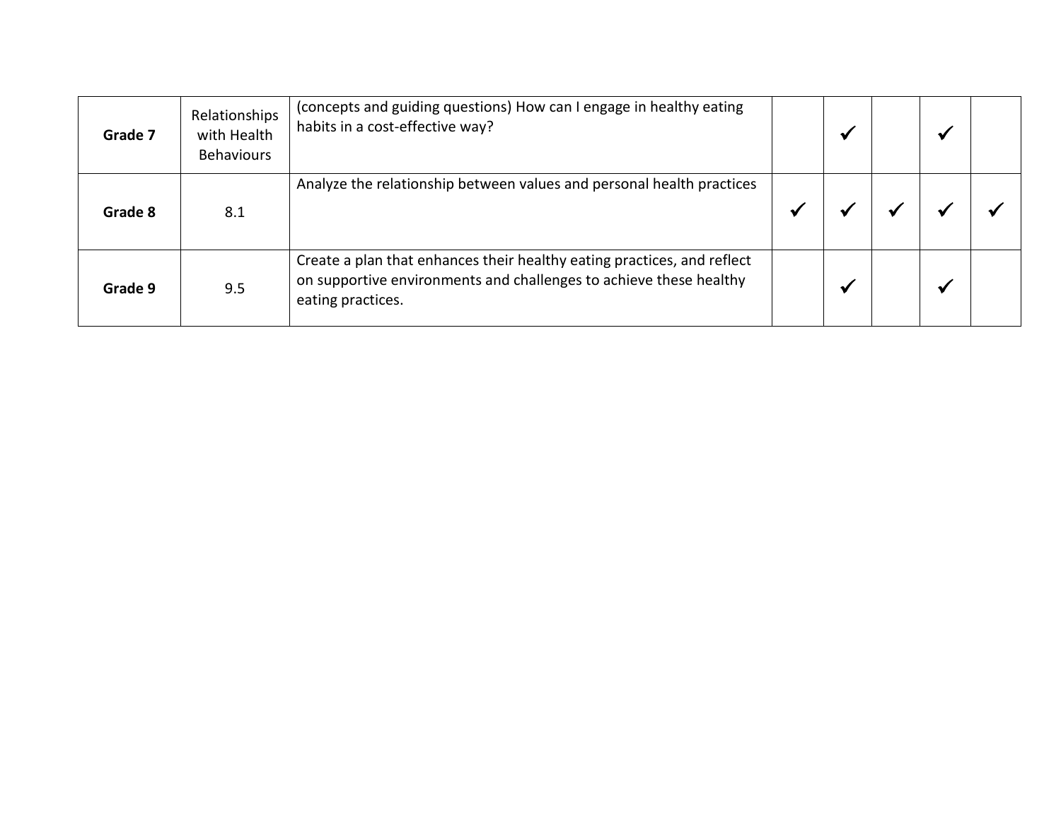| Grade 7 | Relationships with Health Behaviours | (concepts and guiding questions) How can I engage in healthy eating habits in a cost-effective way? | | ✓ | | ✓ | |
|---|---|---|---|---|---|---|---|
| **Grade 8** | 8.1 | Analyze the relationship between values and personal health practices | ✓ | ✓ | ✓ | ✓ | ✓ |
| **Grade 9** | 9.5 | Create a plan that enhances their healthy eating practices, and reflect on supportive environments and challenges to achieve these healthy eating practices. | | ✓ | | ✓ | |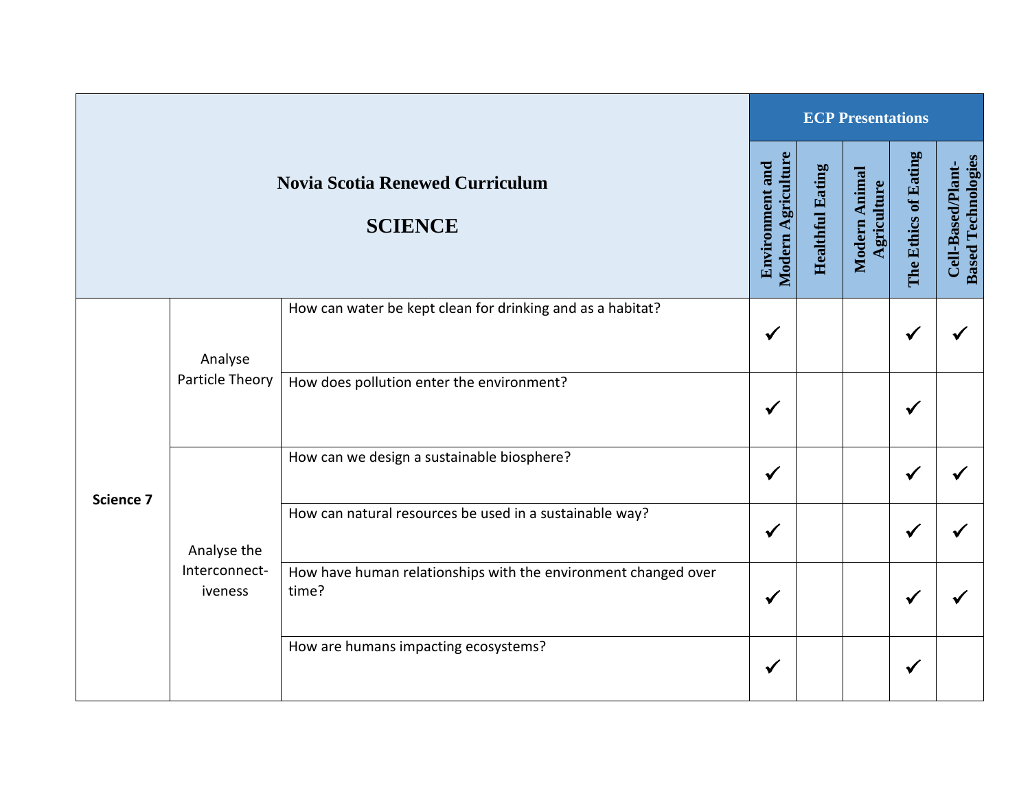| Novia Scotia Renewed Curriculum<br><br>SCIENCE | | | ECP Presentations | | | | |
|---|---|---|---|---|---|---|---|
| | | | Environment and Modern Agriculture | Healthful Eating | Modern Animal Agriculture | The Ethics of Eating | Cell-Based/Plant-Based Technologies |
| Science 7 | Analyse Particle Theory | How can water be kept clean for drinking and as a habitat? | ✓ | | | ✓ | ✓ |
| | | How does pollution enter the environment? | ✓ | | | ✓ | |
| | Analyse the Interconnect-iveness | How can we design a sustainable biosphere? | ✓ | | | ✓ | ✓ |
| | | How can natural resources be used in a sustainable way? | ✓ | | | ✓ | ✓ |
| | | How have human relationships with the environment changed over time? | ✓ | | | ✓ | ✓ |
| | | How are humans impacting ecosystems? | ✓ | | | ✓ | |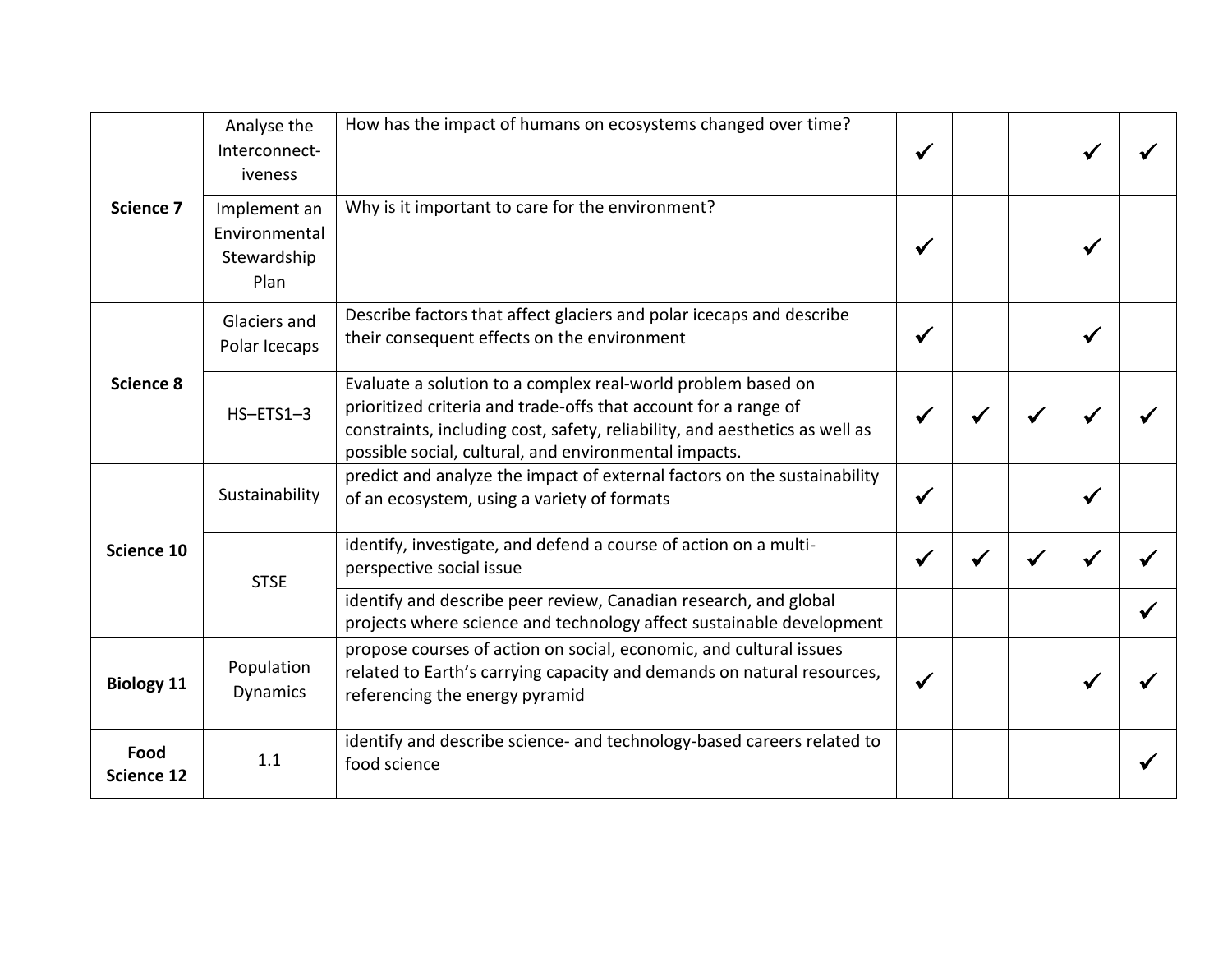| | | | | | | | |
|---|---|---|---|---|---|---|---|
| **Science 7** | Analyse the Interconnect-iveness | How has the impact of humans on ecosystems changed over time? | ✓ | | | ✓ | ✓ |
| | Implement an Environmental Stewardship Plan | Why is it important to care for the environment? | ✓ | | | ✓ | |
| **Science 8** | Glaciers and Polar Icecaps | Describe factors that affect glaciers and polar icecaps and describe their consequent effects on the environment | ✓ | | | ✓ | |
| | HS–ETS1–3 | Evaluate a solution to a complex real-world problem based on prioritized criteria and trade-offs that account for a range of constraints, including cost, safety, reliability, and aesthetics as well as possible social, cultural, and environmental impacts. | ✓ | ✓ | ✓ | ✓ | ✓ |
| **Science 10** | Sustainability | predict and analyze the impact of external factors on the sustainability of an ecosystem, using a variety of formats | ✓ | | | ✓ | |
| | STSE | identify, investigate, and defend a course of action on a multi-perspective social issue | ✓ | ✓ | ✓ | ✓ | ✓ |
| | | identify and describe peer review, Canadian research, and global projects where science and technology affect sustainable development | | | | | ✓ |
| **Biology 11** | Population Dynamics | propose courses of action on social, economic, and cultural issues related to Earth's carrying capacity and demands on natural resources, referencing the energy pyramid | ✓ | | | ✓ | ✓ |
| **Food Science 12** | 1.1 | identify and describe science- and technology-based careers related to food science | | | | | ✓ |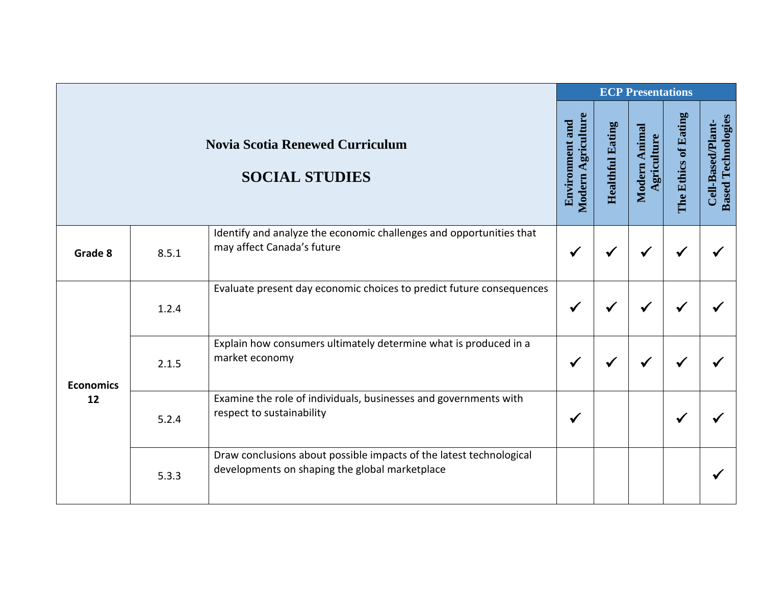| Novia Scotia Renewed Curriculum<br><br>SOCIAL STUDIES | | | ECP Presentations | | | | |
|---|---|---|---|---|---|---|---|
| | | | Environment and Modern Agriculture | Healthful Eating | Modern Animal Agriculture | The Ethics of Eating | Cell-Based/Plant-Based Technologies |
| **Grade 8** | 8.5.1 | Identify and analyze the economic challenges and opportunities that may affect Canada's future | ✓ | ✓ | ✓ | ✓ | ✓ |
| **Economics 12** | 1.2.4 | Evaluate present day economic choices to predict future consequences | ✓ | ✓ | ✓ | ✓ | ✓ |
| | 2.1.5 | Explain how consumers ultimately determine what is produced in a market economy | ✓ | ✓ | ✓ | ✓ | ✓ |
| | 5.2.4 | Examine the role of individuals, businesses and governments with respect to sustainability | ✓ | | | ✓ | ✓ |
| | 5.3.3 | Draw conclusions about possible impacts of the latest technological developments on shaping the global marketplace | | | | | ✓ |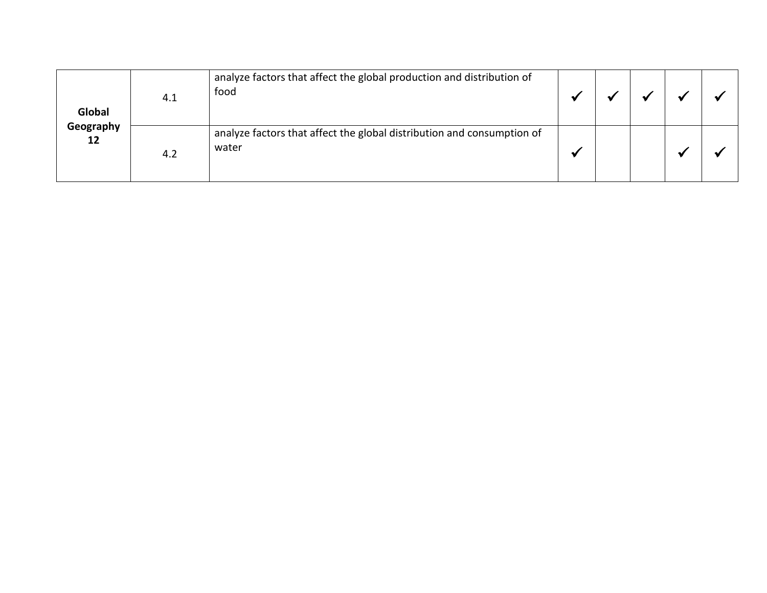| | | | | | | | |
|---|---|---|---|---|---|---|---|
| **Global Geography 12** | 4.1 | analyze factors that affect the global production and distribution of food | ✓ | ✓ | ✓ | ✓ | ✓ |
| | 4.2 | analyze factors that affect the global distribution and consumption of water | ✓ | | | ✓ | ✓ |